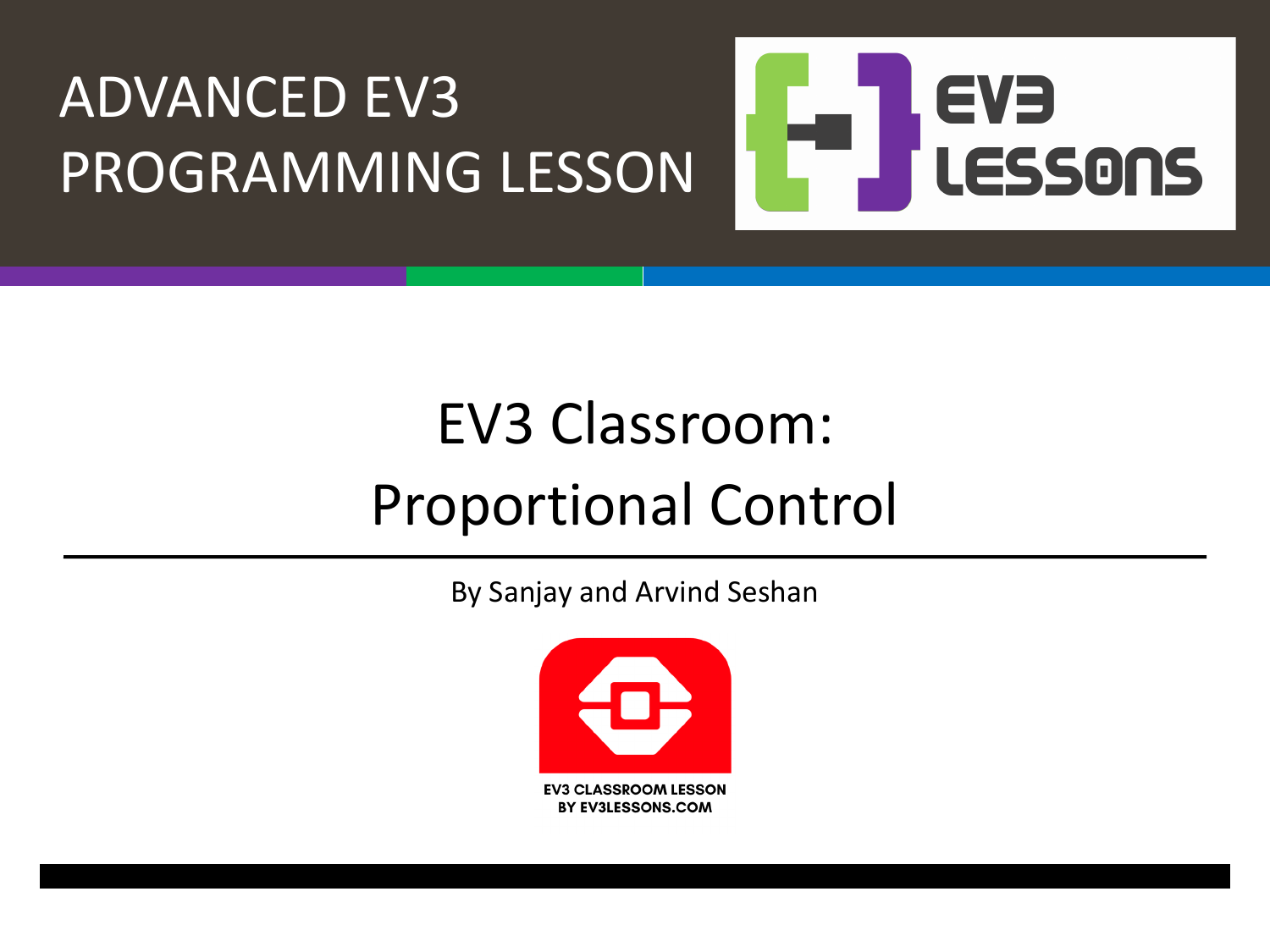ADVANCED EV3 PROGRAMMING LESSON

# EV3 Classroom: Proportional Control

By Sanjay and Arvind Seshan

EV3 CLASSROOM LESSON
BY EV3LESSONS.COM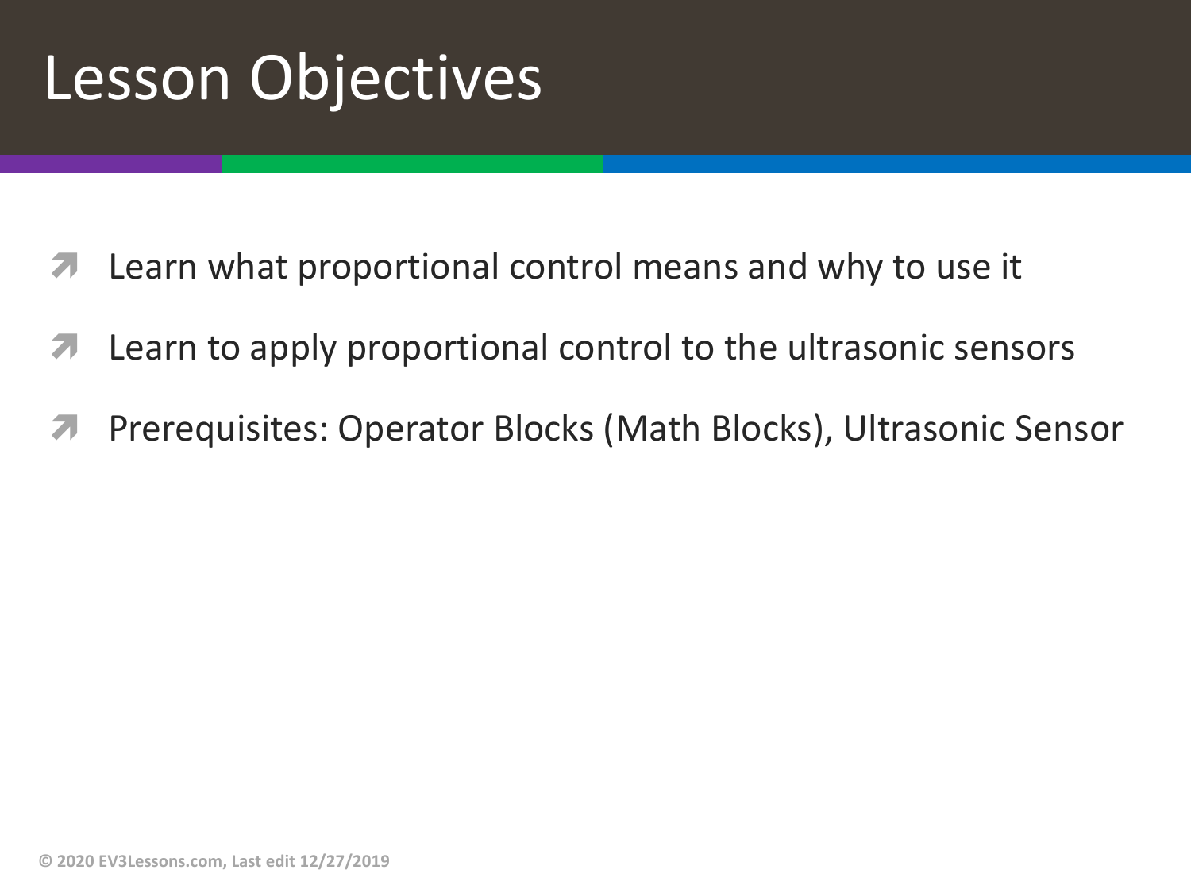# Lesson Objectives

- Learn what proportional control means and why to use it
- Learn to apply proportional control to the ultrasonic sensors
- Prerequisites: Operator Blocks (Math Blocks), Ultrasonic Sensor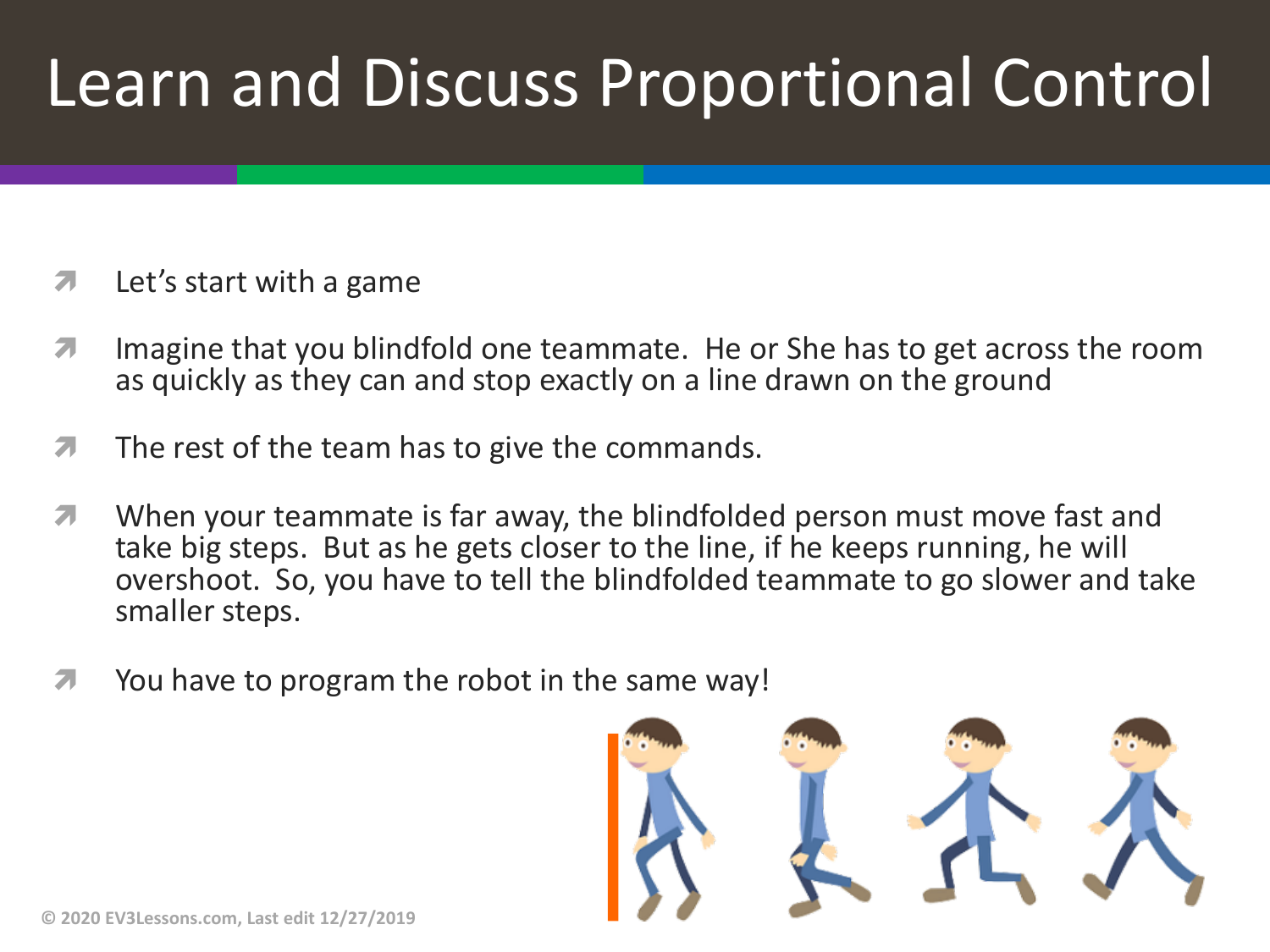# Learn and Discuss Proportional Control

- Let's start with a game
- Imagine that you blindfold one teammate. He or She has to get across the room as quickly as they can and stop exactly on a line drawn on the ground
- The rest of the team has to give the commands.
- When your teammate is far away, the blindfolded person must move fast and take big steps. But as he gets closer to the line, if he keeps running, he will overshoot. So, you have to tell the blindfolded teammate to go slower and take smaller steps.
- You have to program the robot in the same way!

© 2020 EV3Lessons.com, Last edit 12/27/2019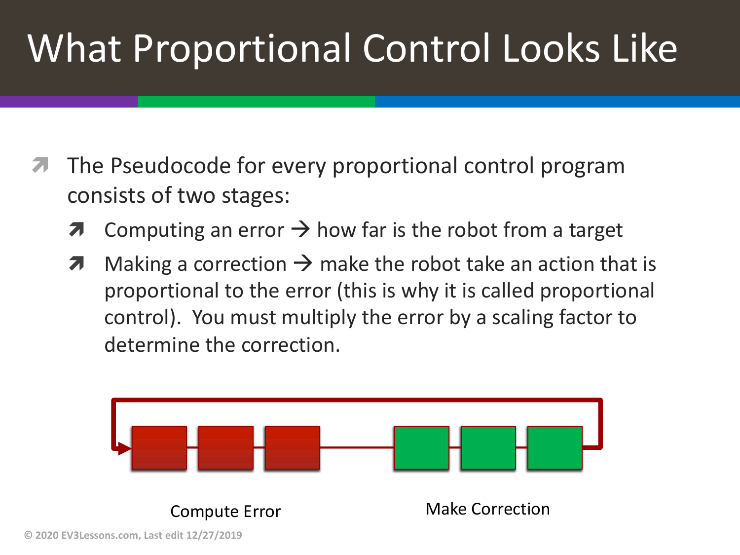# What Proportional Control Looks Like

- The Pseudocode for every proportional control program consists of two stages:
  - Computing an error → how far is the robot from a target
  - Making a correction → make the robot take an action that is proportional to the error (this is why it is called proportional control). You must multiply the error by a scaling factor to determine the correction.

Compute Error

Make Correction

© 2020 EV3Lessons.com, Last edit 12/27/2019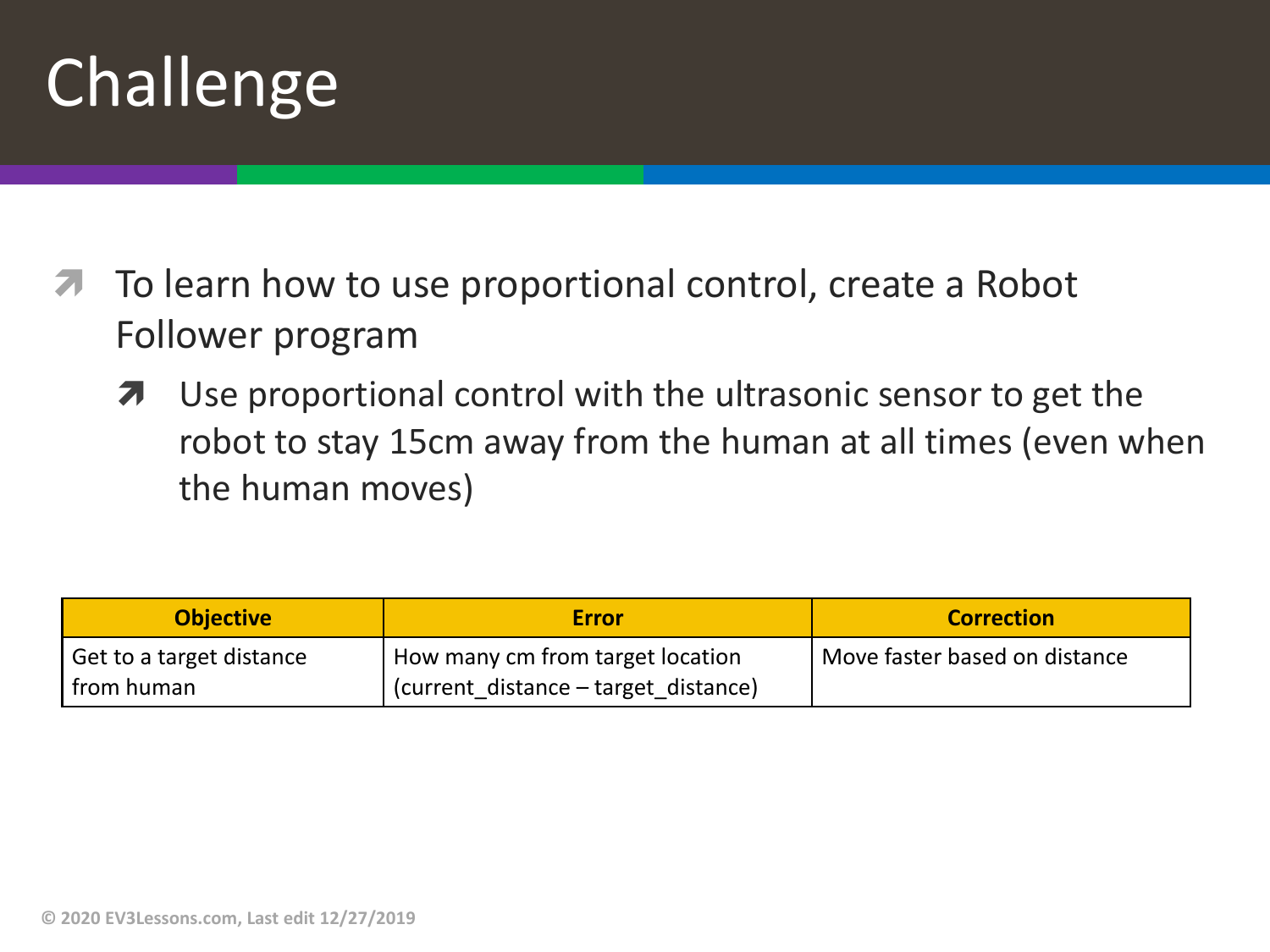# Challenge

- To learn how to use proportional control, create a Robot Follower program
  - Use proportional control with the ultrasonic sensor to get the robot to stay 15cm away from the human at all times (even when the human moves)

| Objective | Error | Correction |
|---|---|---|
| Get to a target distance from human | How many cm from target location (current_distance – target_distance) | Move faster based on distance |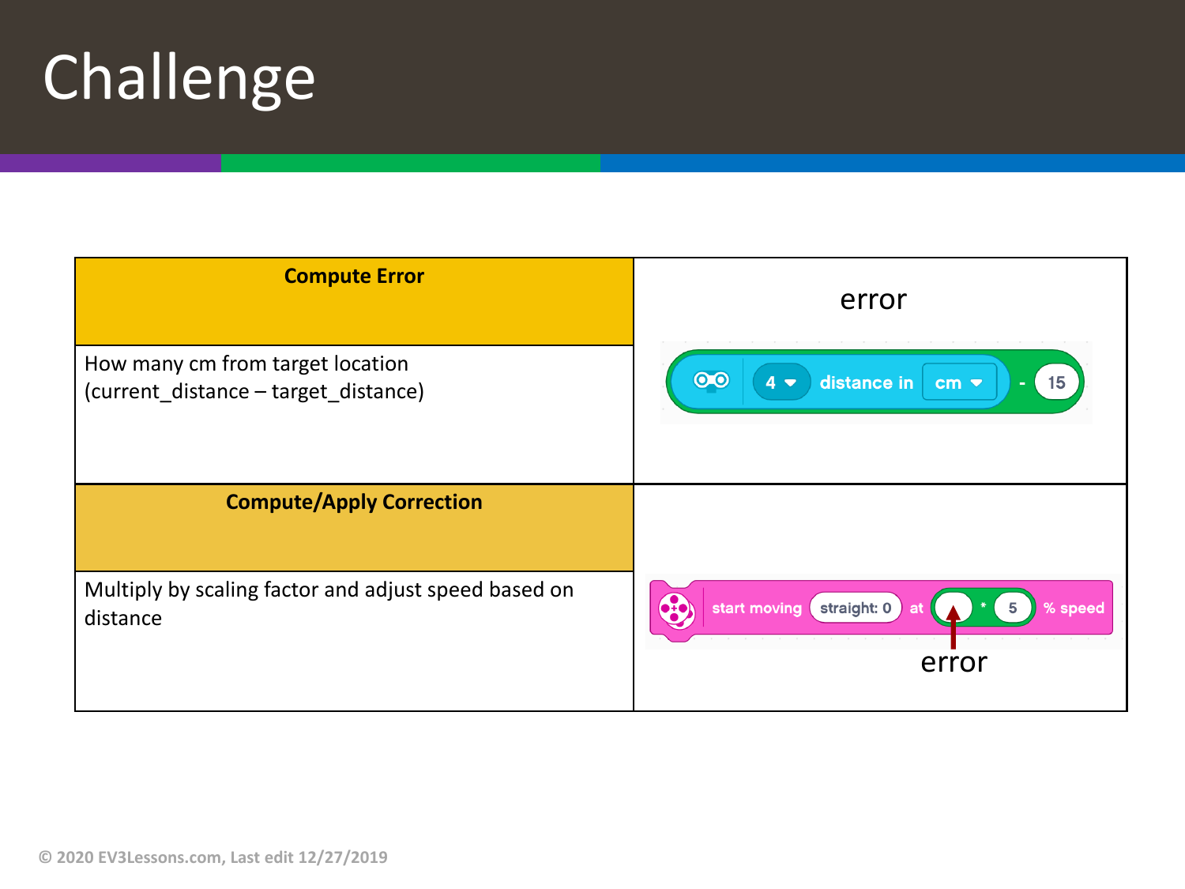# Challenge

| Compute Error | error |
|---|---|
| How many cm from target location (current_distance – target_distance) | 4 distance in cm - 15 |
| **Compute/Apply Correction** | |
| Multiply by scaling factor and adjust speed based on distance | start moving straight: 0 at ( ) * 5 % speed<br>error |

© 2020 EV3Lessons.com, Last edit 12/27/2019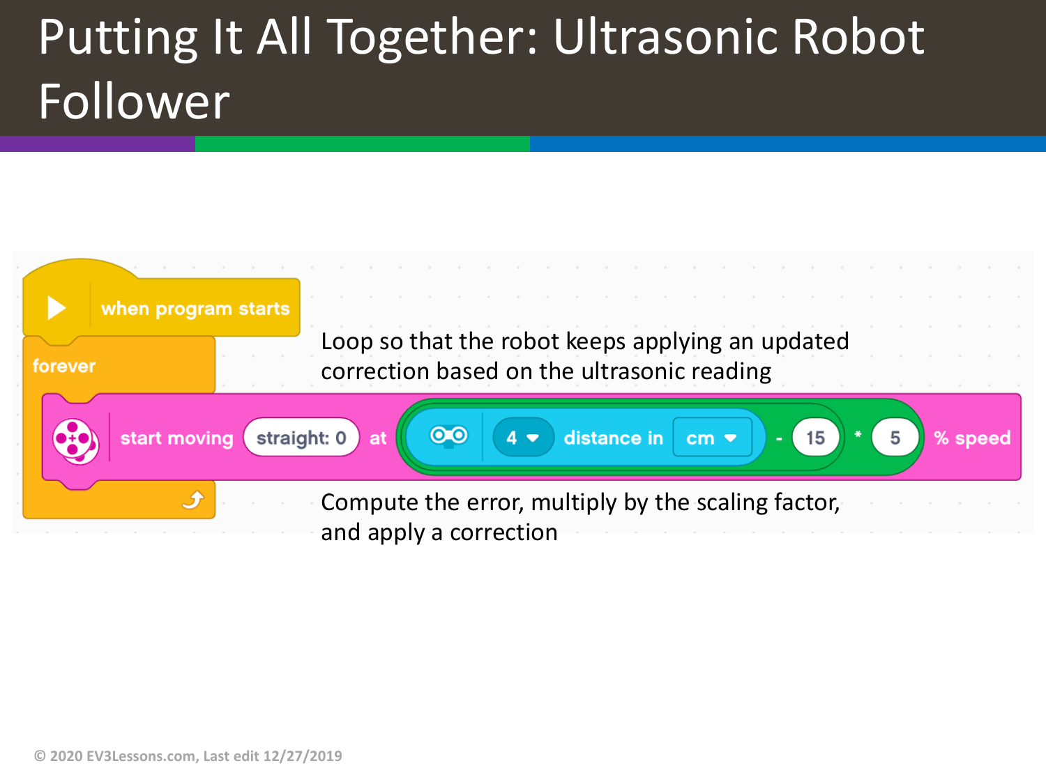# Putting It All Together: Ultrasonic Robot Follower

```
when program starts
forever
    start moving straight: 0 at ((4 distance in cm) - 15) * 5 % speed
```

Loop so that the robot keeps applying an updated correction based on the ultrasonic reading

Compute the error, multiply by the scaling factor, and apply a correction

© 2020 EV3Lessons.com, Last edit 12/27/2019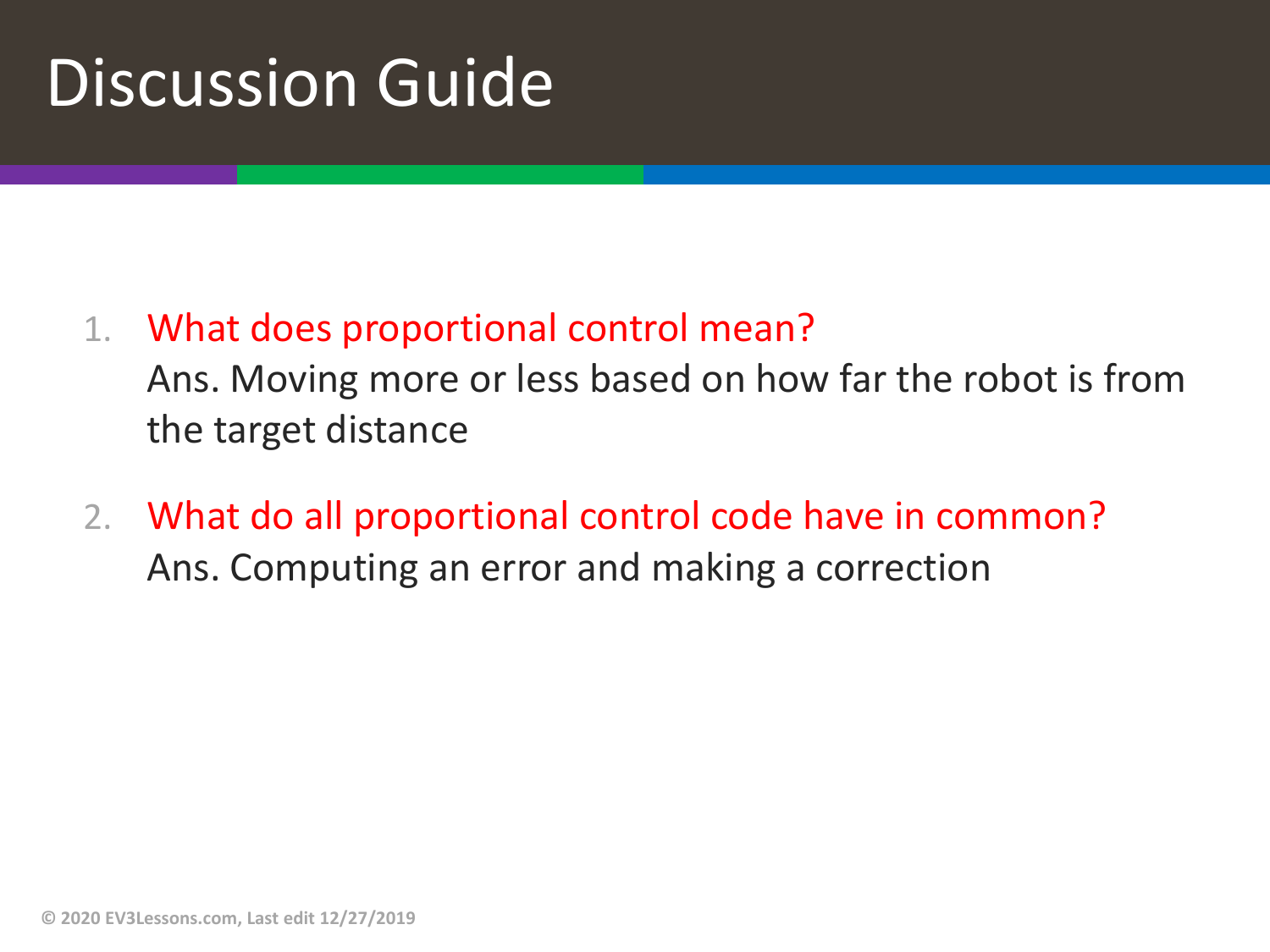# Discussion Guide

1. What does proportional control mean?
   Ans. Moving more or less based on how far the robot is from the target distance

2. What do all proportional control code have in common?
   Ans. Computing an error and making a correction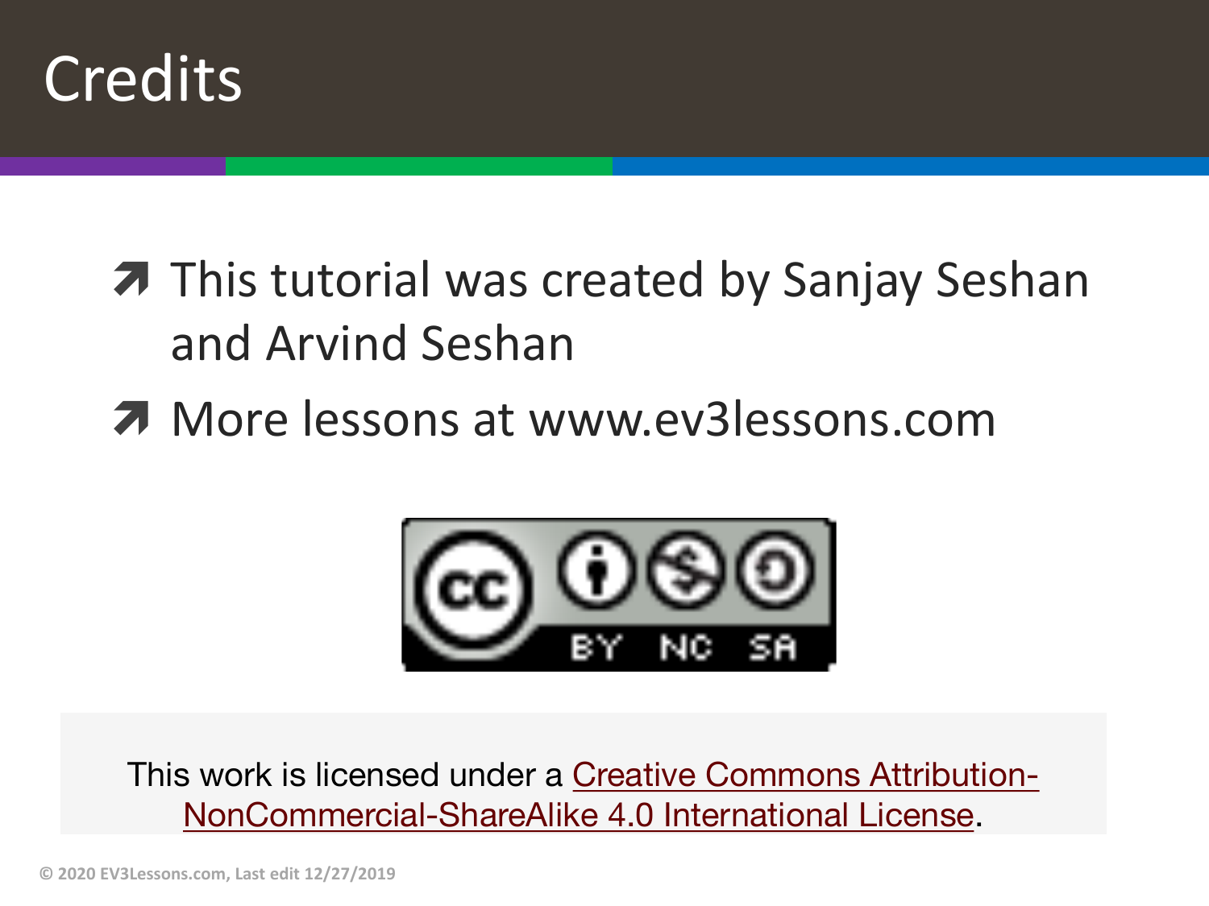# Credits

- This tutorial was created by Sanjay Seshan and Arvind Seshan
- More lessons at www.ev3lessons.com

This work is licensed under a Creative Commons Attribution-NonCommercial-ShareAlike 4.0 International License.

© 2020 EV3Lessons.com, Last edit 12/27/2019